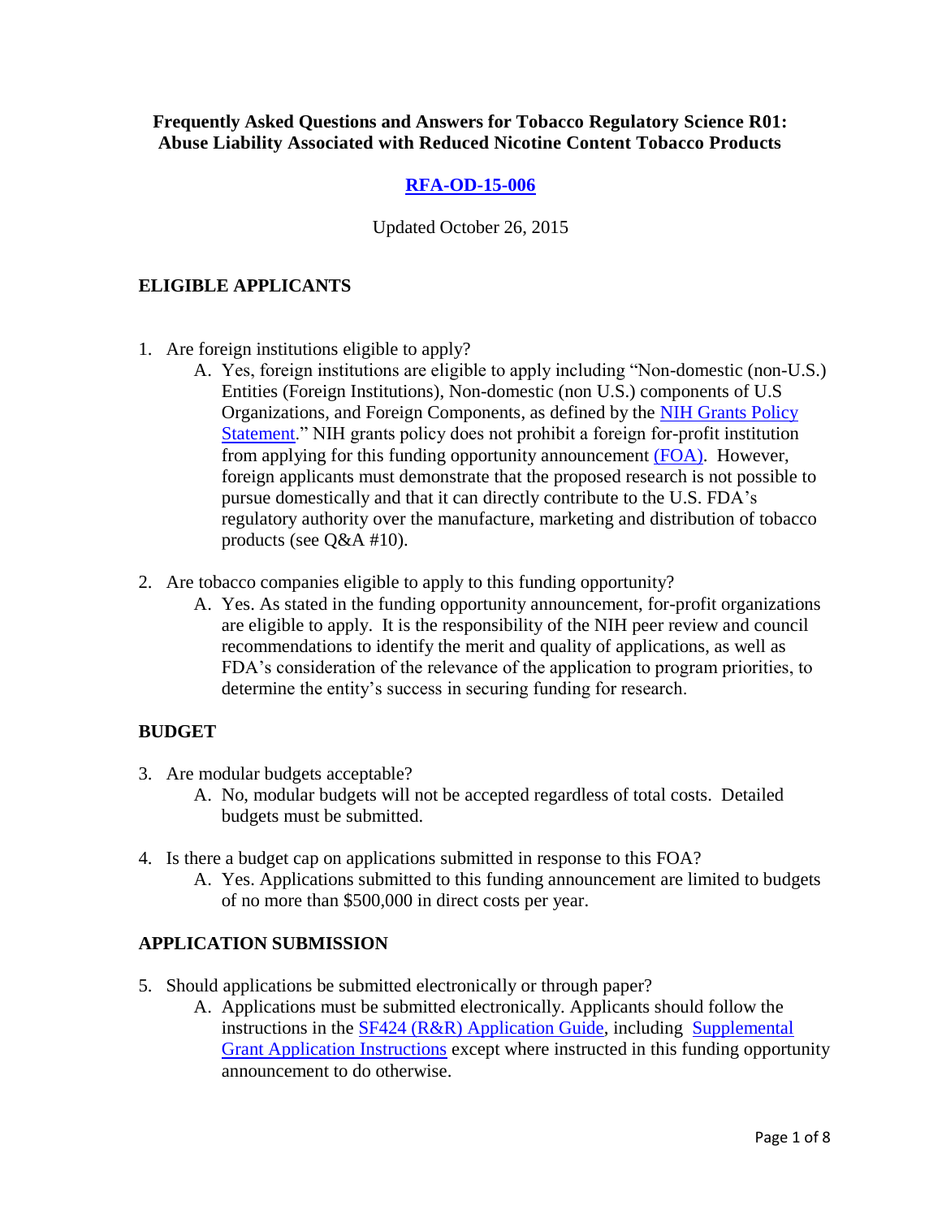**Frequently Asked Questions and Answers for Tobacco Regulatory Science R01: Abuse Liability Associated with Reduced Nicotine Content Tobacco Products**

**RFA-OD-15-006**

Updated October 26, 2015

## ELIGIBLE APPLICANTS

1. Are foreign institutions eligible to apply?
   A. Yes, foreign institutions are eligible to apply including "Non-domestic (non-U.S.) Entities (Foreign Institutions), Non-domestic (non U.S.) components of U.S Organizations, and Foreign Components, as defined by the NIH Grants Policy Statement." NIH grants policy does not prohibit a foreign for-profit institution from applying for this funding opportunity announcement (FOA). However, foreign applicants must demonstrate that the proposed research is not possible to pursue domestically and that it can directly contribute to the U.S. FDA's regulatory authority over the manufacture, marketing and distribution of tobacco products (see Q&A #10).

2. Are tobacco companies eligible to apply to this funding opportunity?
   A. Yes. As stated in the funding opportunity announcement, for-profit organizations are eligible to apply. It is the responsibility of the NIH peer review and council recommendations to identify the merit and quality of applications, as well as FDA's consideration of the relevance of the application to program priorities, to determine the entity's success in securing funding for research.

## BUDGET

3. Are modular budgets acceptable?
   A. No, modular budgets will not be accepted regardless of total costs. Detailed budgets must be submitted.

4. Is there a budget cap on applications submitted in response to this FOA?
   A. Yes. Applications submitted to this funding announcement are limited to budgets of no more than $500,000 in direct costs per year.

## APPLICATION SUBMISSION

5. Should applications be submitted electronically or through paper?
   A. Applications must be submitted electronically. Applicants should follow the instructions in the SF424 (R&R) Application Guide, including Supplemental Grant Application Instructions except where instructed in this funding opportunity announcement to do otherwise.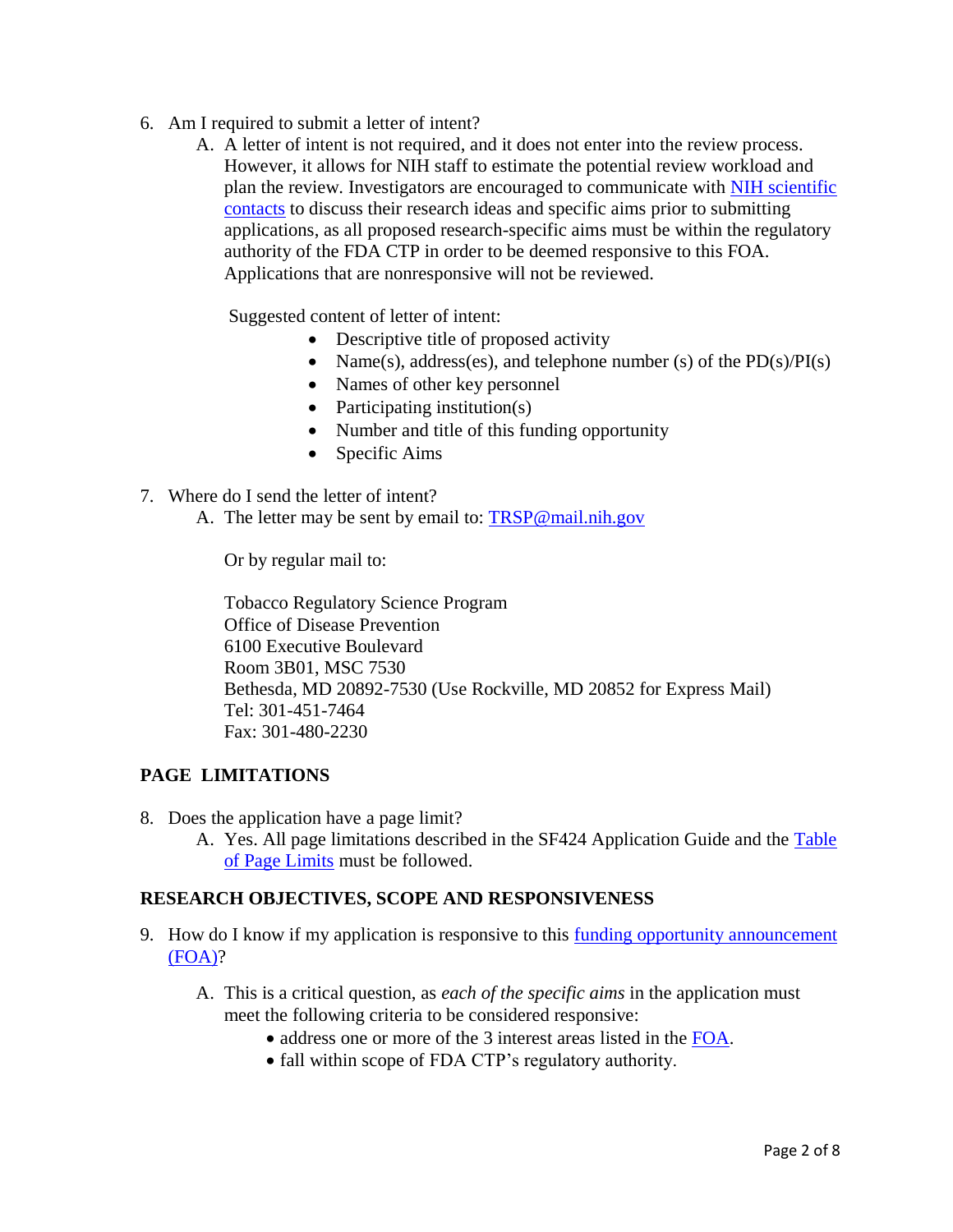6. Am I required to submit a letter of intent?
   A. A letter of intent is not required, and it does not enter into the review process. However, it allows for NIH staff to estimate the potential review workload and plan the review. Investigators are encouraged to communicate with [NIH scientific contacts] to discuss their research ideas and specific aims prior to submitting applications, as all proposed research-specific aims must be within the regulatory authority of the FDA CTP in order to be deemed responsive to this FOA. Applications that are nonresponsive will not be reviewed.

      Suggested content of letter of intent:

      - Descriptive title of proposed activity
      - Name(s), address(es), and telephone number (s) of the PD(s)/PI(s)
      - Names of other key personnel
      - Participating institution(s)
      - Number and title of this funding opportunity
      - Specific Aims

7. Where do I send the letter of intent?
   A. The letter may be sent by email to: TRSP@mail.nih.gov

      Or by regular mail to:

      Tobacco Regulatory Science Program
      Office of Disease Prevention
      6100 Executive Boulevard
      Room 3B01, MSC 7530
      Bethesda, MD 20892-7530 (Use Rockville, MD 20852 for Express Mail)
      Tel: 301-451-7464
      Fax: 301-480-2230

## PAGE LIMITATIONS

8. Does the application have a page limit?
   A. Yes. All page limitations described in the SF424 Application Guide and the [Table of Page Limits] must be followed.

## RESEARCH OBJECTIVES, SCOPE AND RESPONSIVENESS

9. How do I know if my application is responsive to this [funding opportunity announcement (FOA)]?

   A. This is a critical question, as *each of the specific aims* in the application must meet the following criteria to be considered responsive:
      - address one or more of the 3 interest areas listed in the [FOA].
      - fall within scope of FDA CTP's regulatory authority.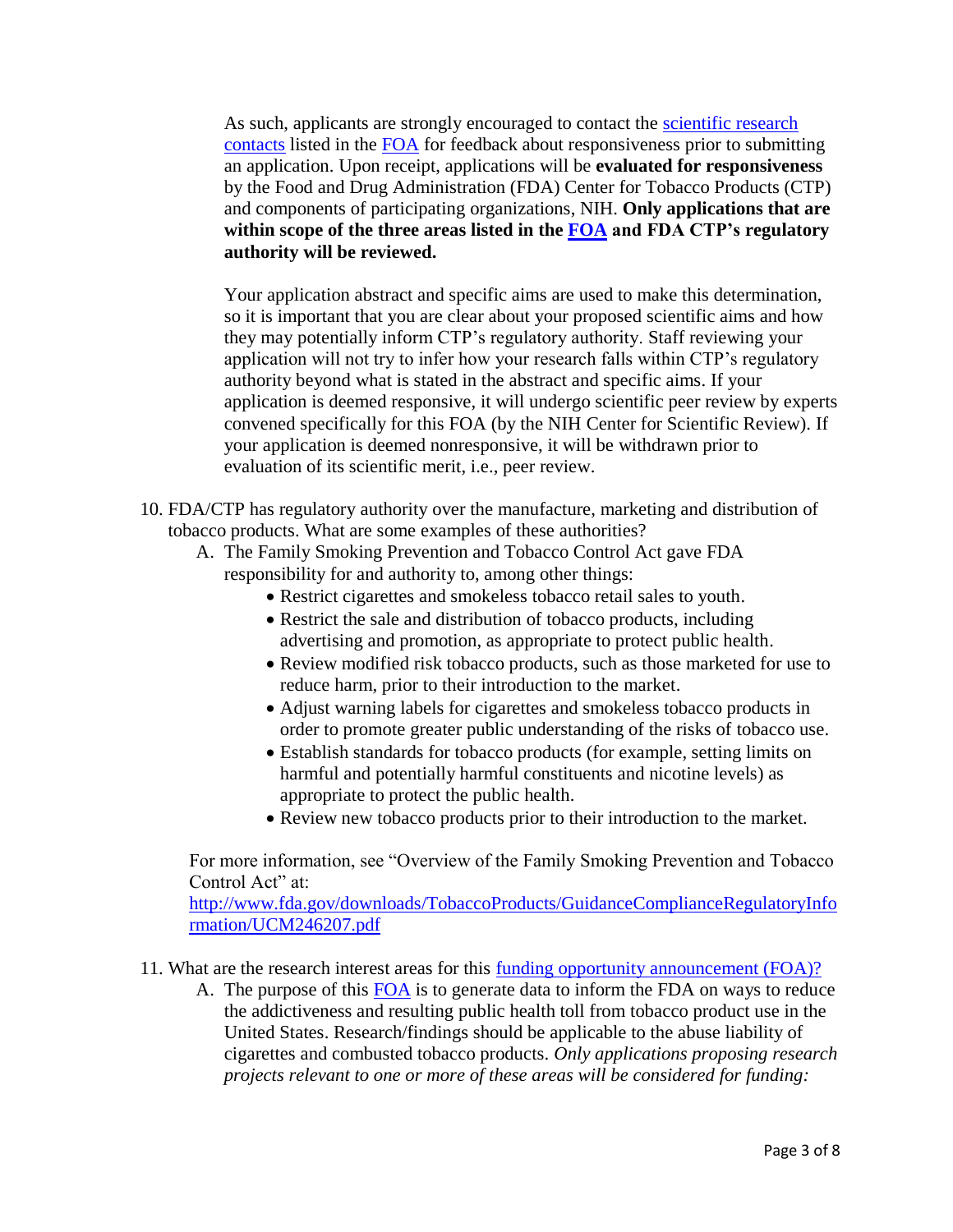As such, applicants are strongly encouraged to contact the scientific research contacts listed in the FOA for feedback about responsiveness prior to submitting an application. Upon receipt, applications will be **evaluated for responsiveness** by the Food and Drug Administration (FDA) Center for Tobacco Products (CTP) and components of participating organizations, NIH. **Only applications that are within scope of the three areas listed in the FOA and FDA CTP's regulatory authority will be reviewed.**

Your application abstract and specific aims are used to make this determination, so it is important that you are clear about your proposed scientific aims and how they may potentially inform CTP's regulatory authority. Staff reviewing your application will not try to infer how your research falls within CTP's regulatory authority beyond what is stated in the abstract and specific aims. If your application is deemed responsive, it will undergo scientific peer review by experts convened specifically for this FOA (by the NIH Center for Scientific Review). If your application is deemed nonresponsive, it will be withdrawn prior to evaluation of its scientific merit, i.e., peer review.

10. FDA/CTP has regulatory authority over the manufacture, marketing and distribution of tobacco products. What are some examples of these authorities?
    A. The Family Smoking Prevention and Tobacco Control Act gave FDA responsibility for and authority to, among other things:
       - Restrict cigarettes and smokeless tobacco retail sales to youth.
       - Restrict the sale and distribution of tobacco products, including advertising and promotion, as appropriate to protect public health.
       - Review modified risk tobacco products, such as those marketed for use to reduce harm, prior to their introduction to the market.
       - Adjust warning labels for cigarettes and smokeless tobacco products in order to promote greater public understanding of the risks of tobacco use.
       - Establish standards for tobacco products (for example, setting limits on harmful and potentially harmful constituents and nicotine levels) as appropriate to protect the public health.
       - Review new tobacco products prior to their introduction to the market.

    For more information, see "Overview of the Family Smoking Prevention and Tobacco Control Act" at: http://www.fda.gov/downloads/TobaccoProducts/GuidanceComplianceRegulatoryInformation/UCM246207.pdf

11. What are the research interest areas for this funding opportunity announcement (FOA)?
    A. The purpose of this FOA is to generate data to inform the FDA on ways to reduce the addictiveness and resulting public health toll from tobacco product use in the United States. Research/findings should be applicable to the abuse liability of cigarettes and combusted tobacco products. *Only applications proposing research projects relevant to one or more of these areas will be considered for funding:*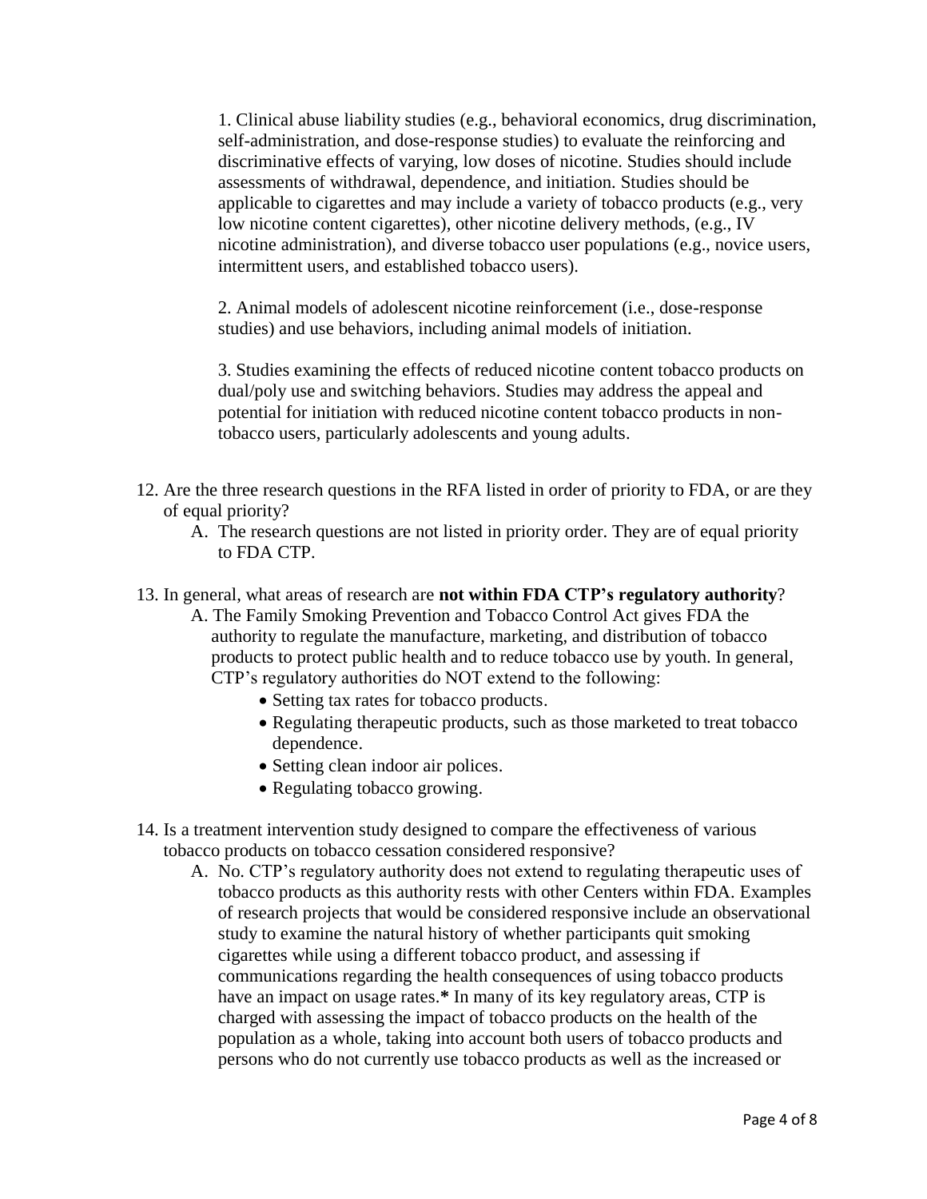1. Clinical abuse liability studies (e.g., behavioral economics, drug discrimination, self-administration, and dose-response studies) to evaluate the reinforcing and discriminative effects of varying, low doses of nicotine. Studies should include assessments of withdrawal, dependence, and initiation. Studies should be applicable to cigarettes and may include a variety of tobacco products (e.g., very low nicotine content cigarettes), other nicotine delivery methods, (e.g., IV nicotine administration), and diverse tobacco user populations (e.g., novice users, intermittent users, and established tobacco users).

2. Animal models of adolescent nicotine reinforcement (i.e., dose-response studies) and use behaviors, including animal models of initiation.

3. Studies examining the effects of reduced nicotine content tobacco products on dual/poly use and switching behaviors. Studies may address the appeal and potential for initiation with reduced nicotine content tobacco products in non-tobacco users, particularly adolescents and young adults.

12. Are the three research questions in the RFA listed in order of priority to FDA, or are they of equal priority?
    A. The research questions are not listed in priority order. They are of equal priority to FDA CTP.

13. In general, what areas of research are **not within FDA CTP's regulatory authority**?
    A. The Family Smoking Prevention and Tobacco Control Act gives FDA the authority to regulate the manufacture, marketing, and distribution of tobacco products to protect public health and to reduce tobacco use by youth. In general, CTP's regulatory authorities do NOT extend to the following:
    - Setting tax rates for tobacco products.
    - Regulating therapeutic products, such as those marketed to treat tobacco dependence.
    - Setting clean indoor air polices.
    - Regulating tobacco growing.

14. Is a treatment intervention study designed to compare the effectiveness of various tobacco products on tobacco cessation considered responsive?
    A. No. CTP's regulatory authority does not extend to regulating therapeutic uses of tobacco products as this authority rests with other Centers within FDA. Examples of research projects that would be considered responsive include an observational study to examine the natural history of whether participants quit smoking cigarettes while using a different tobacco product, and assessing if communications regarding the health consequences of using tobacco products have an impact on usage rates.**\*** In many of its key regulatory areas, CTP is charged with assessing the impact of tobacco products on the health of the population as a whole, taking into account both users of tobacco products and persons who do not currently use tobacco products as well as the increased or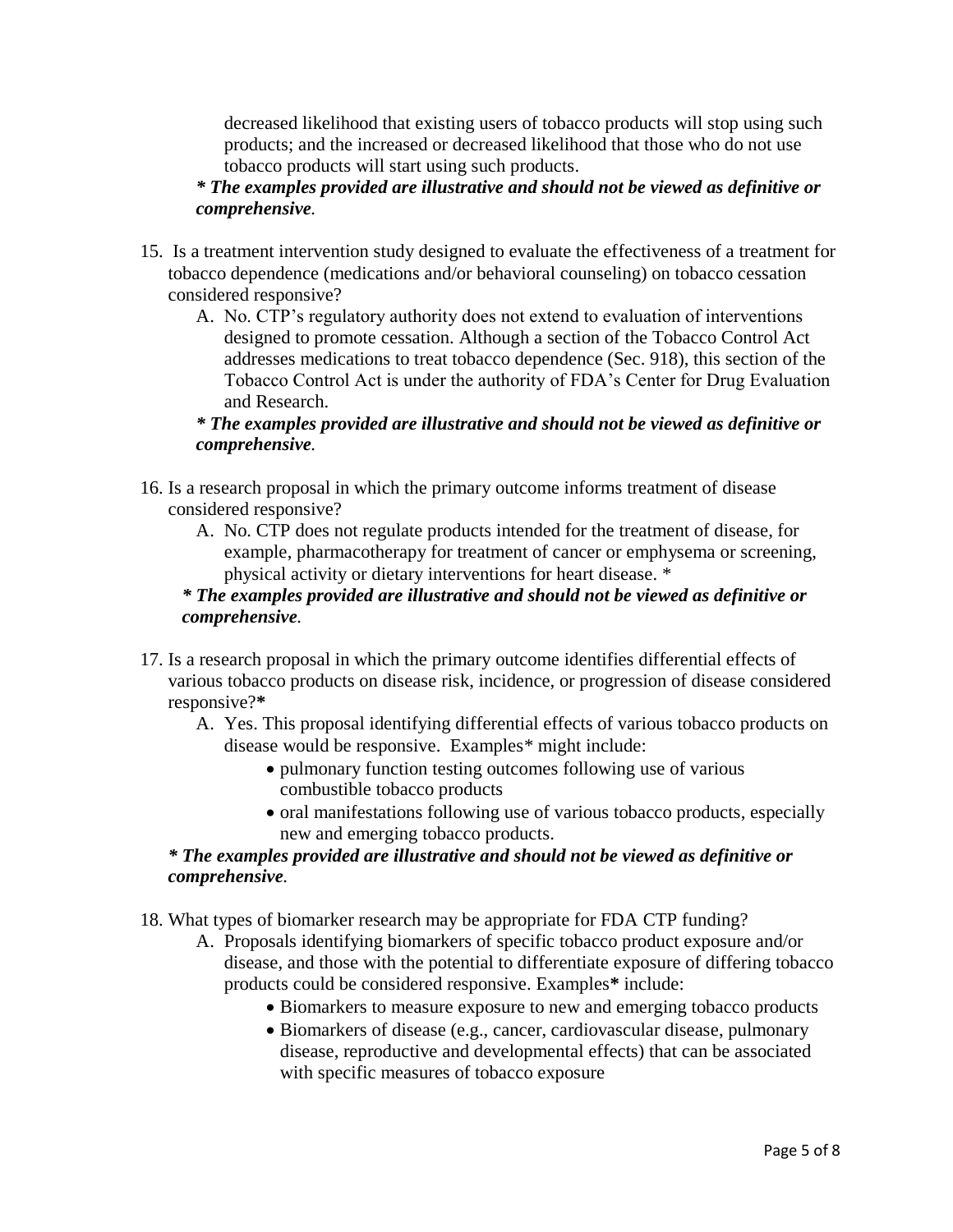decreased likelihood that existing users of tobacco products will stop using such products; and the increased or decreased likelihood that those who do not use tobacco products will start using such products.

***\* The examples provided are illustrative and should not be viewed as definitive or comprehensive.***

15. Is a treatment intervention study designed to evaluate the effectiveness of a treatment for tobacco dependence (medications and/or behavioral counseling) on tobacco cessation considered responsive?
    A. No. CTP's regulatory authority does not extend to evaluation of interventions designed to promote cessation. Although a section of the Tobacco Control Act addresses medications to treat tobacco dependence (Sec. 918), this section of the Tobacco Control Act is under the authority of FDA's Center for Drug Evaluation and Research.

    ***\* The examples provided are illustrative and should not be viewed as definitive or comprehensive.***

16. Is a research proposal in which the primary outcome informs treatment of disease considered responsive?
    A. No. CTP does not regulate products intended for the treatment of disease, for example, pharmacotherapy for treatment of cancer or emphysema or screening, physical activity or dietary interventions for heart disease. *

    ***\* The examples provided are illustrative and should not be viewed as definitive or comprehensive.***

17. Is a research proposal in which the primary outcome identifies differential effects of various tobacco products on disease risk, incidence, or progression of disease considered responsive?**\***
    A. Yes. This proposal identifying differential effects of various tobacco products on disease would be responsive. Examples* might include:
        - pulmonary function testing outcomes following use of various combustible tobacco products
        - oral manifestations following use of various tobacco products, especially new and emerging tobacco products.

    ***\* The examples provided are illustrative and should not be viewed as definitive or comprehensive.***

18. What types of biomarker research may be appropriate for FDA CTP funding?
    A. Proposals identifying biomarkers of specific tobacco product exposure and/or disease, and those with the potential to differentiate exposure of differing tobacco products could be considered responsive. Examples**\*** include:
        - Biomarkers to measure exposure to new and emerging tobacco products
        - Biomarkers of disease (e.g., cancer, cardiovascular disease, pulmonary disease, reproductive and developmental effects) that can be associated with specific measures of tobacco exposure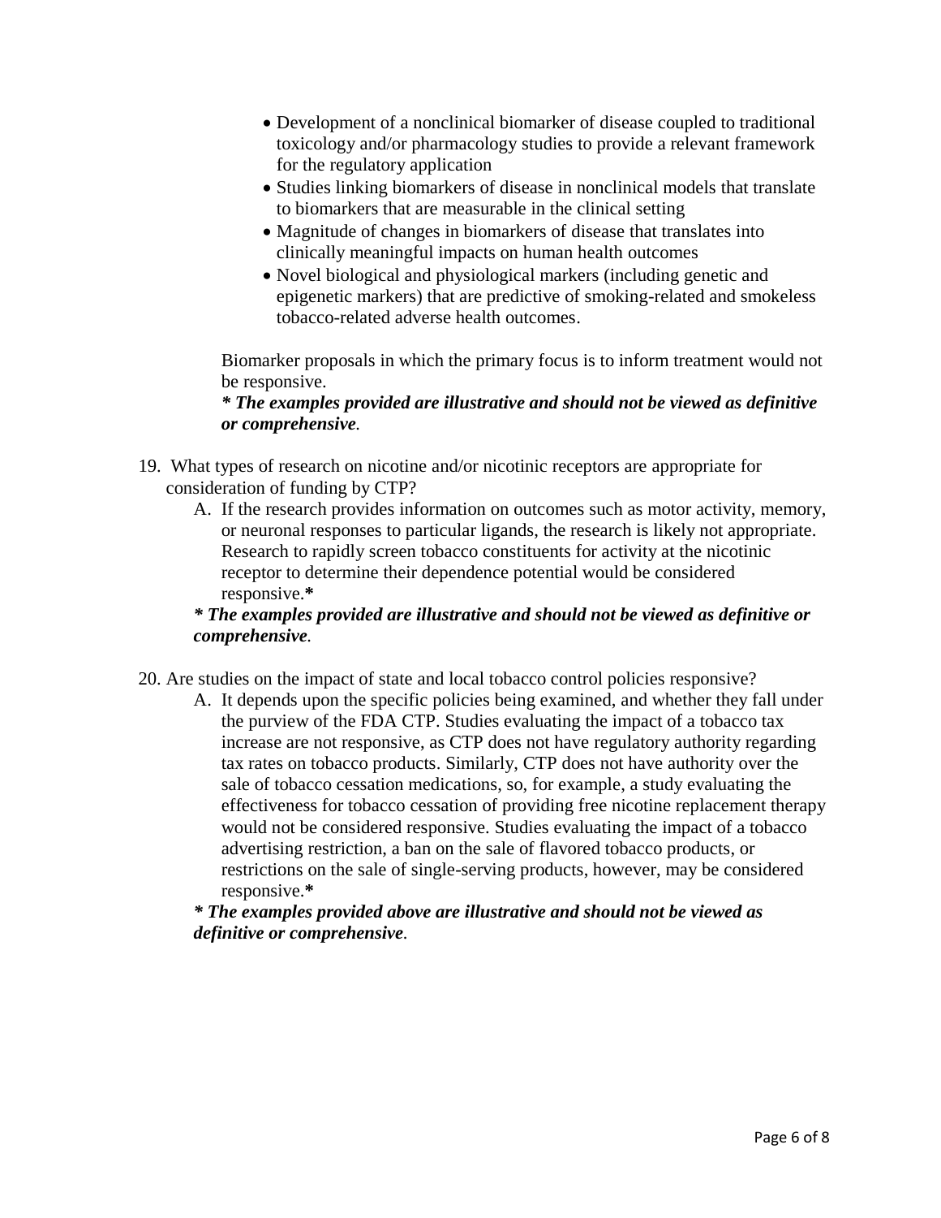- Development of a nonclinical biomarker of disease coupled to traditional toxicology and/or pharmacology studies to provide a relevant framework for the regulatory application
- Studies linking biomarkers of disease in nonclinical models that translate to biomarkers that are measurable in the clinical setting
- Magnitude of changes in biomarkers of disease that translates into clinically meaningful impacts on human health outcomes
- Novel biological and physiological markers (including genetic and epigenetic markers) that are predictive of smoking-related and smokeless tobacco-related adverse health outcomes.

Biomarker proposals in which the primary focus is to inform treatment would not be responsive.

***\* The examples provided are illustrative and should not be viewed as definitive or comprehensive.***

19. What types of research on nicotine and/or nicotinic receptors are appropriate for consideration of funding by CTP?

    A. If the research provides information on outcomes such as motor activity, memory, or neuronal responses to particular ligands, the research is likely not appropriate. Research to rapidly screen tobacco constituents for activity at the nicotinic receptor to determine their dependence potential would be considered responsive.**\***

    ***\* The examples provided are illustrative and should not be viewed as definitive or comprehensive.***

20. Are studies on the impact of state and local tobacco control policies responsive?

    A. It depends upon the specific policies being examined, and whether they fall under the purview of the FDA CTP. Studies evaluating the impact of a tobacco tax increase are not responsive, as CTP does not have regulatory authority regarding tax rates on tobacco products. Similarly, CTP does not have authority over the sale of tobacco cessation medications, so, for example, a study evaluating the effectiveness for tobacco cessation of providing free nicotine replacement therapy would not be considered responsive. Studies evaluating the impact of a tobacco advertising restriction, a ban on the sale of flavored tobacco products, or restrictions on the sale of single-serving products, however, may be considered responsive.**\***

    ***\* The examples provided above are illustrative and should not be viewed as definitive or comprehensive.***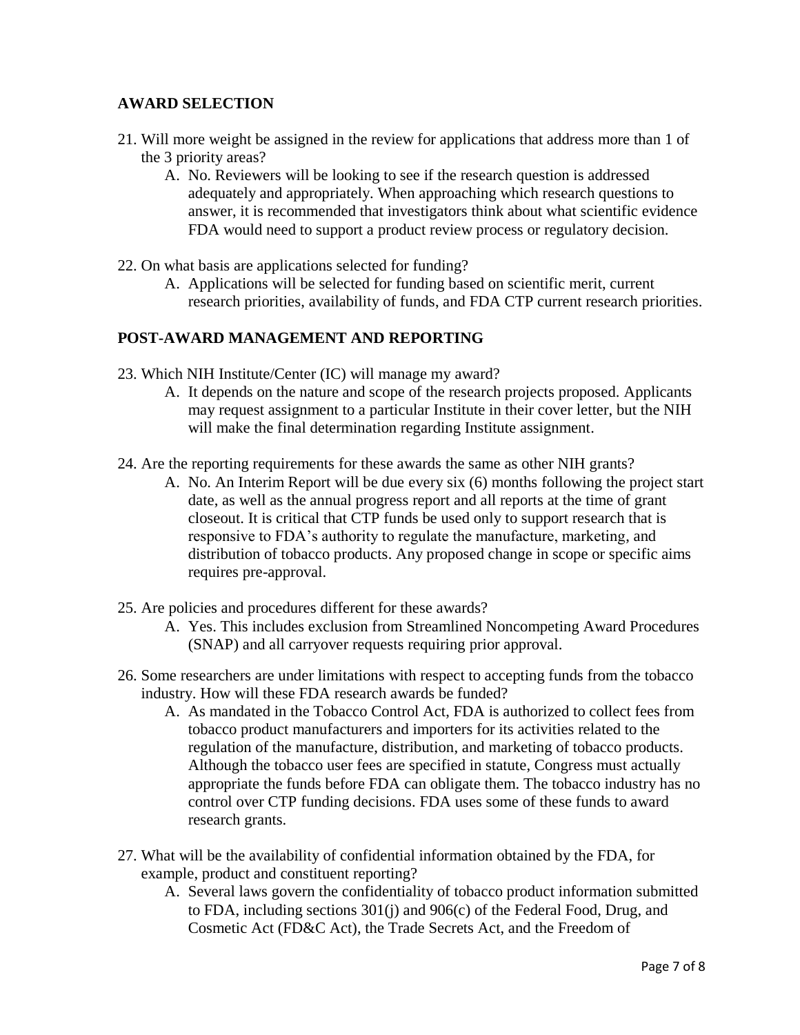## AWARD SELECTION

21. Will more weight be assigned in the review for applications that address more than 1 of the 3 priority areas?
    A. No. Reviewers will be looking to see if the research question is addressed adequately and appropriately. When approaching which research questions to answer, it is recommended that investigators think about what scientific evidence FDA would need to support a product review process or regulatory decision.

22. On what basis are applications selected for funding?
    A. Applications will be selected for funding based on scientific merit, current research priorities, availability of funds, and FDA CTP current research priorities.

## POST-AWARD MANAGEMENT AND REPORTING

23. Which NIH Institute/Center (IC) will manage my award?
    A. It depends on the nature and scope of the research projects proposed. Applicants may request assignment to a particular Institute in their cover letter, but the NIH will make the final determination regarding Institute assignment.

24. Are the reporting requirements for these awards the same as other NIH grants?
    A. No. An Interim Report will be due every six (6) months following the project start date, as well as the annual progress report and all reports at the time of grant closeout. It is critical that CTP funds be used only to support research that is responsive to FDA's authority to regulate the manufacture, marketing, and distribution of tobacco products. Any proposed change in scope or specific aims requires pre-approval.

25. Are policies and procedures different for these awards?
    A. Yes. This includes exclusion from Streamlined Noncompeting Award Procedures (SNAP) and all carryover requests requiring prior approval.

26. Some researchers are under limitations with respect to accepting funds from the tobacco industry. How will these FDA research awards be funded?
    A. As mandated in the Tobacco Control Act, FDA is authorized to collect fees from tobacco product manufacturers and importers for its activities related to the regulation of the manufacture, distribution, and marketing of tobacco products. Although the tobacco user fees are specified in statute, Congress must actually appropriate the funds before FDA can obligate them. The tobacco industry has no control over CTP funding decisions. FDA uses some of these funds to award research grants.

27. What will be the availability of confidential information obtained by the FDA, for example, product and constituent reporting?
    A. Several laws govern the confidentiality of tobacco product information submitted to FDA, including sections 301(j) and 906(c) of the Federal Food, Drug, and Cosmetic Act (FD&C Act), the Trade Secrets Act, and the Freedom of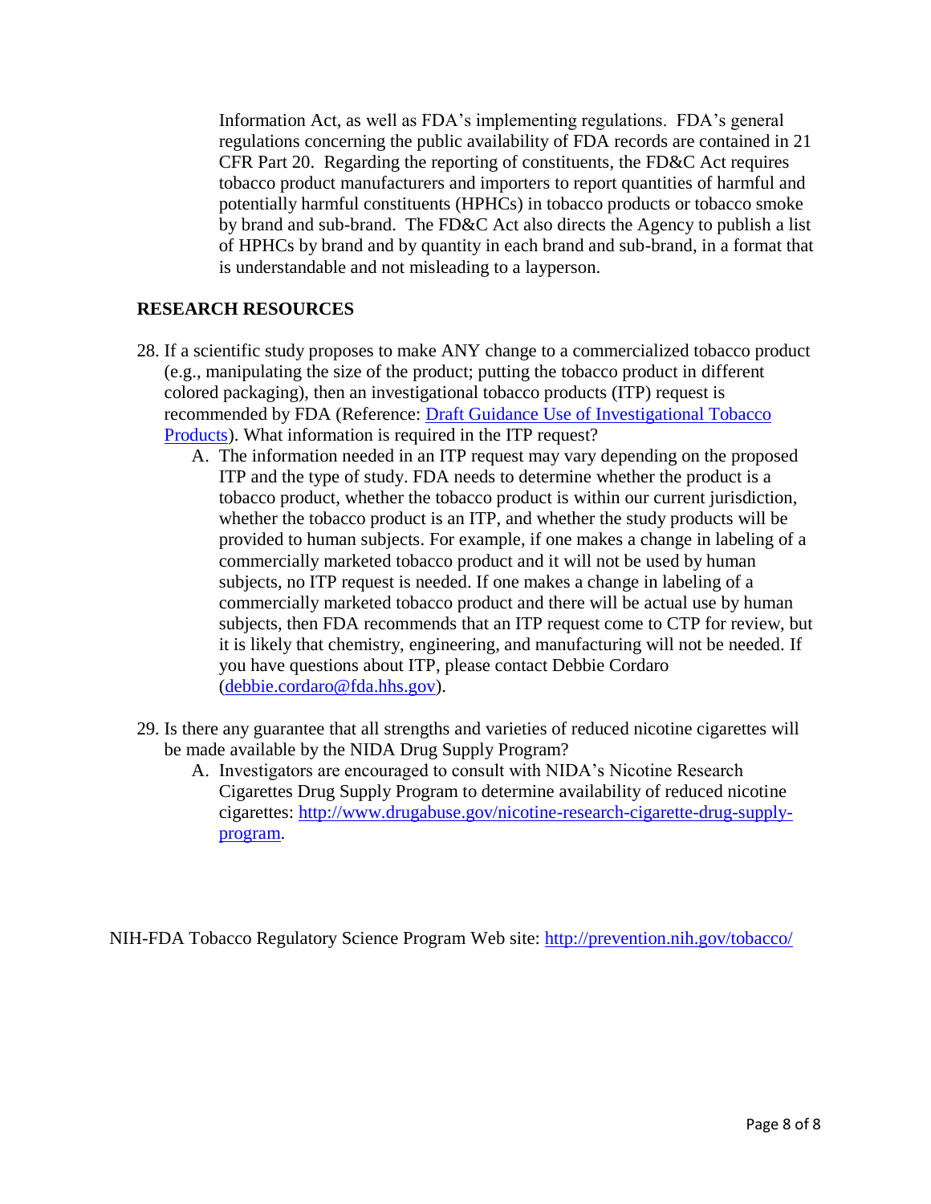Information Act, as well as FDA's implementing regulations. FDA's general regulations concerning the public availability of FDA records are contained in 21 CFR Part 20. Regarding the reporting of constituents, the FD&C Act requires tobacco product manufacturers and importers to report quantities of harmful and potentially harmful constituents (HPHCs) in tobacco products or tobacco smoke by brand and sub-brand. The FD&C Act also directs the Agency to publish a list of HPHCs by brand and by quantity in each brand and sub-brand, in a format that is understandable and not misleading to a layperson.

## RESEARCH RESOURCES

28. If a scientific study proposes to make ANY change to a commercialized tobacco product (e.g., manipulating the size of the product; putting the tobacco product in different colored packaging), then an investigational tobacco products (ITP) request is recommended by FDA (Reference: Draft Guidance Use of Investigational Tobacco Products). What information is required in the ITP request?
    A. The information needed in an ITP request may vary depending on the proposed ITP and the type of study. FDA needs to determine whether the product is a tobacco product, whether the tobacco product is within our current jurisdiction, whether the tobacco product is an ITP, and whether the study products will be provided to human subjects. For example, if one makes a change in labeling of a commercially marketed tobacco product and it will not be used by human subjects, no ITP request is needed. If one makes a change in labeling of a commercially marketed tobacco product and there will be actual use by human subjects, then FDA recommends that an ITP request come to CTP for review, but it is likely that chemistry, engineering, and manufacturing will not be needed. If you have questions about ITP, please contact Debbie Cordaro (debbie.cordaro@fda.hhs.gov).

29. Is there any guarantee that all strengths and varieties of reduced nicotine cigarettes will be made available by the NIDA Drug Supply Program?
    A. Investigators are encouraged to consult with NIDA's Nicotine Research Cigarettes Drug Supply Program to determine availability of reduced nicotine cigarettes: http://www.drugabuse.gov/nicotine-research-cigarette-drug-supply-program.

NIH-FDA Tobacco Regulatory Science Program Web site: http://prevention.nih.gov/tobacco/